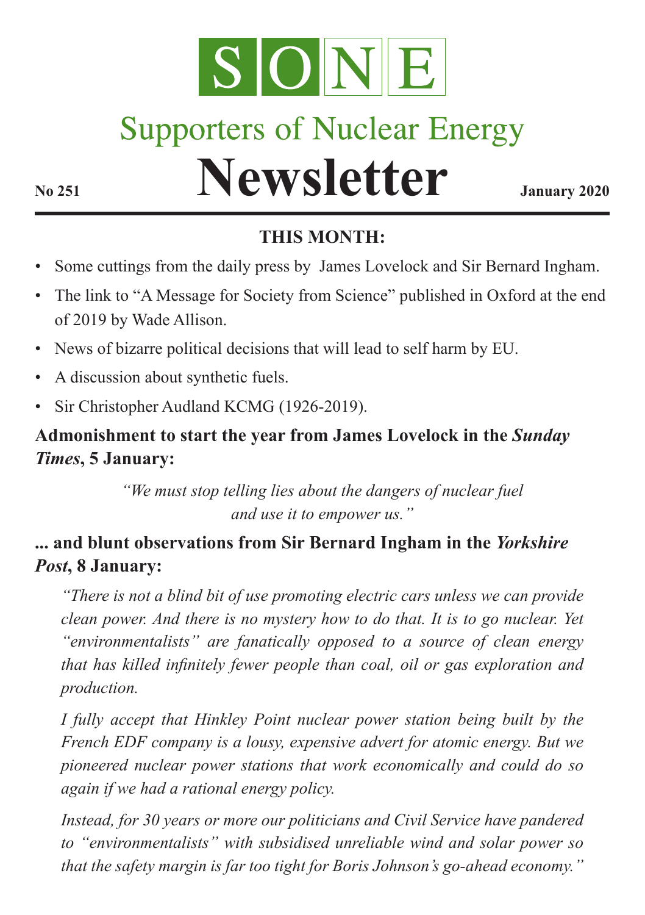# SONE

# Supporters of Nuclear Energy

# Newsletter

**No 251** **January 2020**

## THIS MONTH:

- Some cuttings from the daily press by James Lovelock and Sir Bernard Ingham.
- The link to "A Message for Society from Science" published in Oxford at the end of 2019 by Wade Allison.
- News of bizarre political decisions that will lead to self harm by EU.
- A discussion about synthetic fuels.
- Sir Christopher Audland KCMG (1926-2019).

### Admonishment to start the year from James Lovelock in the *Sunday Times*, 5 January:

*"We must stop telling lies about the dangers of nuclear fuel and use it to empower us."*

### ... and blunt observations from Sir Bernard Ingham in the *Yorkshire Post*, 8 January:

*"There is not a blind bit of use promoting electric cars unless we can provide clean power. And there is no mystery how to do that. It is to go nuclear. Yet "environmentalists" are fanatically opposed to a source of clean energy that has killed infinitely fewer people than coal, oil or gas exploration and production.*

*I fully accept that Hinkley Point nuclear power station being built by the French EDF company is a lousy, expensive advert for atomic energy. But we pioneered nuclear power stations that work economically and could do so again if we had a rational energy policy.*

*Instead, for 30 years or more our politicians and Civil Service have pandered to "environmentalists" with subsidised unreliable wind and solar power so that the safety margin is far too tight for Boris Johnson's go-ahead economy."*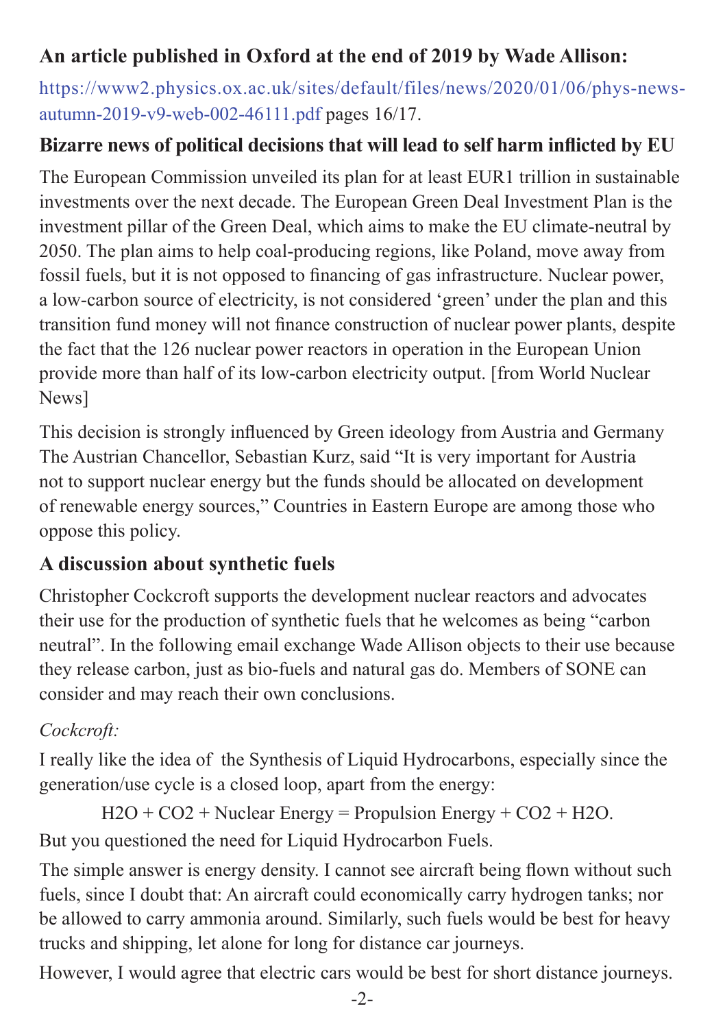**An article published in Oxford at the end of 2019 by Wade Allison:**

https://www2.physics.ox.ac.uk/sites/default/files/news/2020/01/06/phys-news-autumn-2019-v9-web-002-46111.pdf pages 16/17.

## Bizarre news of political decisions that will lead to self harm inflicted by EU

The European Commission unveiled its plan for at least EUR1 trillion in sustainable investments over the next decade. The European Green Deal Investment Plan is the investment pillar of the Green Deal, which aims to make the EU climate-neutral by 2050. The plan aims to help coal-producing regions, like Poland, move away from fossil fuels, but it is not opposed to financing of gas infrastructure. Nuclear power, a low-carbon source of electricity, is not considered 'green' under the plan and this transition fund money will not finance construction of nuclear power plants, despite the fact that the 126 nuclear power reactors in operation in the European Union provide more than half of its low-carbon electricity output. [from World Nuclear News]

This decision is strongly influenced by Green ideology from Austria and Germany The Austrian Chancellor, Sebastian Kurz, said "It is very important for Austria not to support nuclear energy but the funds should be allocated on development of renewable energy sources," Countries in Eastern Europe are among those who oppose this policy.

## A discussion about synthetic fuels

Christopher Cockcroft supports the development nuclear reactors and advocates their use for the production of synthetic fuels that he welcomes as being "carbon neutral". In the following email exchange Wade Allison objects to their use because they release carbon, just as bio-fuels and natural gas do. Members of SONE can consider and may reach their own conclusions.

*Cockcroft:*

I really like the idea of the Synthesis of Liquid Hydrocarbons, especially since the generation/use cycle is a closed loop, apart from the energy:

$$H_2O + CO_2 + \text{Nuclear Energy} = \text{Propulsion Energy} + CO_2 + H_2O.$$

But you questioned the need for Liquid Hydrocarbon Fuels.

The simple answer is energy density. I cannot see aircraft being flown without such fuels, since I doubt that: An aircraft could economically carry hydrogen tanks; nor be allowed to carry ammonia around. Similarly, such fuels would be best for heavy trucks and shipping, let alone for long for distance car journeys.

However, I would agree that electric cars would be best for short distance journeys.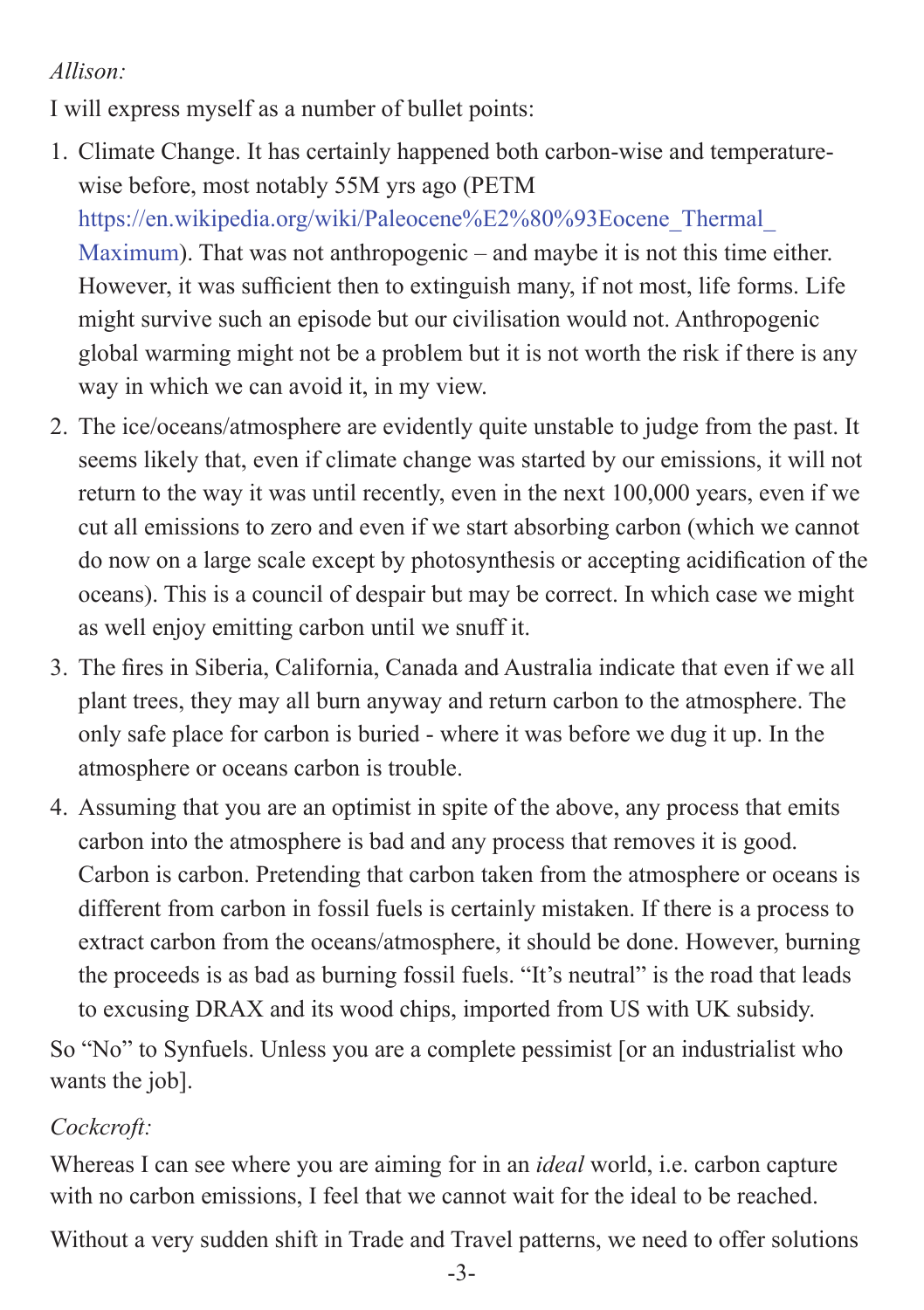*Allison:*

I will express myself as a number of bullet points:

1. Climate Change. It has certainly happened both carbon-wise and temperature-wise before, most notably 55M yrs ago (PETM https://en.wikipedia.org/wiki/Paleocene%E2%80%93Eocene_Thermal_Maximum). That was not anthropogenic – and maybe it is not this time either. However, it was sufficient then to extinguish many, if not most, life forms. Life might survive such an episode but our civilisation would not. Anthropogenic global warming might not be a problem but it is not worth the risk if there is any way in which we can avoid it, in my view.
2. The ice/oceans/atmosphere are evidently quite unstable to judge from the past. It seems likely that, even if climate change was started by our emissions, it will not return to the way it was until recently, even in the next 100,000 years, even if we cut all emissions to zero and even if we start absorbing carbon (which we cannot do now on a large scale except by photosynthesis or accepting acidification of the oceans). This is a council of despair but may be correct. In which case we might as well enjoy emitting carbon until we snuff it.
3. The fires in Siberia, California, Canada and Australia indicate that even if we all plant trees, they may all burn anyway and return carbon to the atmosphere. The only safe place for carbon is buried - where it was before we dug it up. In the atmosphere or oceans carbon is trouble.
4. Assuming that you are an optimist in spite of the above, any process that emits carbon into the atmosphere is bad and any process that removes it is good. Carbon is carbon. Pretending that carbon taken from the atmosphere or oceans is different from carbon in fossil fuels is certainly mistaken. If there is a process to extract carbon from the oceans/atmosphere, it should be done. However, burning the proceeds is as bad as burning fossil fuels. "It's neutral" is the road that leads to excusing DRAX and its wood chips, imported from US with UK subsidy.

So "No" to Synfuels. Unless you are a complete pessimist [or an industrialist who wants the job].

*Cockcroft:*

Whereas I can see where you are aiming for in an *ideal* world, i.e. carbon capture with no carbon emissions, I feel that we cannot wait for the ideal to be reached.

Without a very sudden shift in Trade and Travel patterns, we need to offer solutions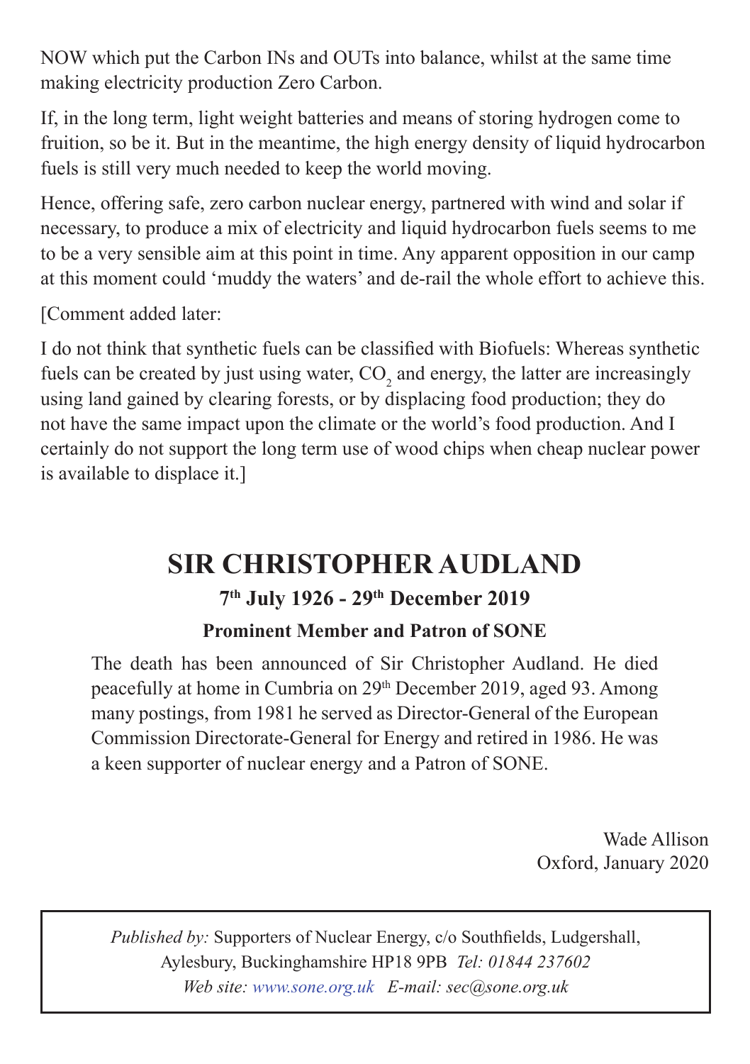NOW which put the Carbon INs and OUTs into balance, whilst at the same time making electricity production Zero Carbon.

If, in the long term, light weight batteries and means of storing hydrogen come to fruition, so be it. But in the meantime, the high energy density of liquid hydrocarbon fuels is still very much needed to keep the world moving.

Hence, offering safe, zero carbon nuclear energy, partnered with wind and solar if necessary, to produce a mix of electricity and liquid hydrocarbon fuels seems to me to be a very sensible aim at this point in time. Any apparent opposition in our camp at this moment could 'muddy the waters' and de-rail the whole effort to achieve this.

[Comment added later:

I do not think that synthetic fuels can be classified with Biofuels: Whereas synthetic fuels can be created by just using water, $CO_2$ and energy, the latter are increasingly using land gained by clearing forests, or by displacing food production; they do not have the same impact upon the climate or the world's food production. And I certainly do not support the long term use of wood chips when cheap nuclear power is available to displace it.]

# SIR CHRISTOPHER AUDLAND

### 7th July 1926 - 29th December 2019

### Prominent Member and Patron of SONE

The death has been announced of Sir Christopher Audland. He died peacefully at home in Cumbria on 29th December 2019, aged 93. Among many postings, from 1981 he served as Director-General of the European Commission Directorate-General for Energy and retired in 1986. He was a keen supporter of nuclear energy and a Patron of SONE.

Wade Allison
Oxford, January 2020

*Published by:* Supporters of Nuclear Energy, c/o Southfields, Ludgershall, Aylesbury, Buckinghamshire HP18 9PB *Tel: 01844 237602*
*Web site:* *www.sone.org.uk* *E-mail: sec@sone.org.uk*